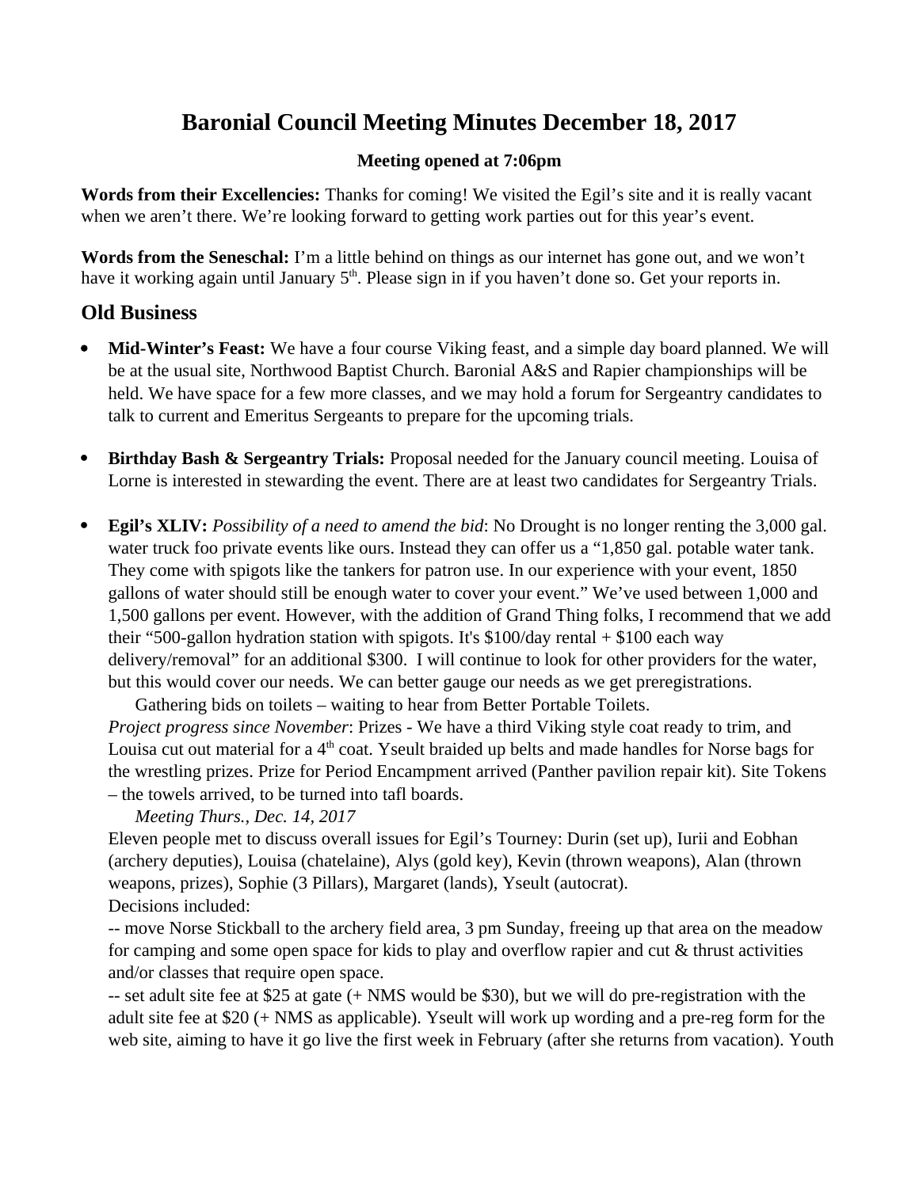# Baronial Council Meeting Minutes December 18, 2017

**Meeting opened at 7:06pm**

**Words from their Excellencies:** Thanks for coming! We visited the Egil's site and it is really vacant when we aren't there. We're looking forward to getting work parties out for this year's event.

**Words from the Seneschal:** I'm a little behind on things as our internet has gone out, and we won't have it working again until January 5th. Please sign in if you haven't done so. Get your reports in.

## Old Business

- **Mid-Winter's Feast:** We have a four course Viking feast, and a simple day board planned. We will be at the usual site, Northwood Baptist Church. Baronial A&S and Rapier championships will be held. We have space for a few more classes, and we may hold a forum for Sergeantry candidates to talk to current and Emeritus Sergeants to prepare for the upcoming trials.

- **Birthday Bash & Sergeantry Trials:** Proposal needed for the January council meeting. Louisa of Lorne is interested in stewarding the event. There are at least two candidates for Sergeantry Trials.

- **Egil's XLIV:** *Possibility of a need to amend the bid*: No Drought is no longer renting the 3,000 gal. water truck foo private events like ours. Instead they can offer us a "1,850 gal. potable water tank. They come with spigots like the tankers for patron use. In our experience with your event, 1850 gallons of water should still be enough water to cover your event." We've used between 1,000 and 1,500 gallons per event. However, with the addition of Grand Thing folks, I recommend that we add their "500-gallon hydration station with spigots. It's $100/day rental + $100 each way delivery/removal" for an additional $300. I will continue to look for other providers for the water, but this would cover our needs. We can better gauge our needs as we get preregistrations.

  Gathering bids on toilets – waiting to hear from Better Portable Toilets.

  *Project progress since November*: Prizes - We have a third Viking style coat ready to trim, and Louisa cut out material for a 4th coat. Yseult braided up belts and made handles for Norse bags for the wrestling prizes. Prize for Period Encampment arrived (Panther pavilion repair kit). Site Tokens – the towels arrived, to be turned into tafl boards.

  *Meeting Thurs., Dec. 14, 2017*

  Eleven people met to discuss overall issues for Egil's Tourney: Durin (set up), Iurii and Eobhan (archery deputies), Louisa (chatelaine), Alys (gold key), Kevin (thrown weapons), Alan (thrown weapons, prizes), Sophie (3 Pillars), Margaret (lands), Yseult (autocrat).

  Decisions included:

  -- move Norse Stickball to the archery field area, 3 pm Sunday, freeing up that area on the meadow for camping and some open space for kids to play and overflow rapier and cut & thrust activities and/or classes that require open space.

  -- set adult site fee at $25 at gate (+ NMS would be $30), but we will do pre-registration with the adult site fee at $20 (+ NMS as applicable). Yseult will work up wording and a pre-reg form for the web site, aiming to have it go live the first week in February (after she returns from vacation). Youth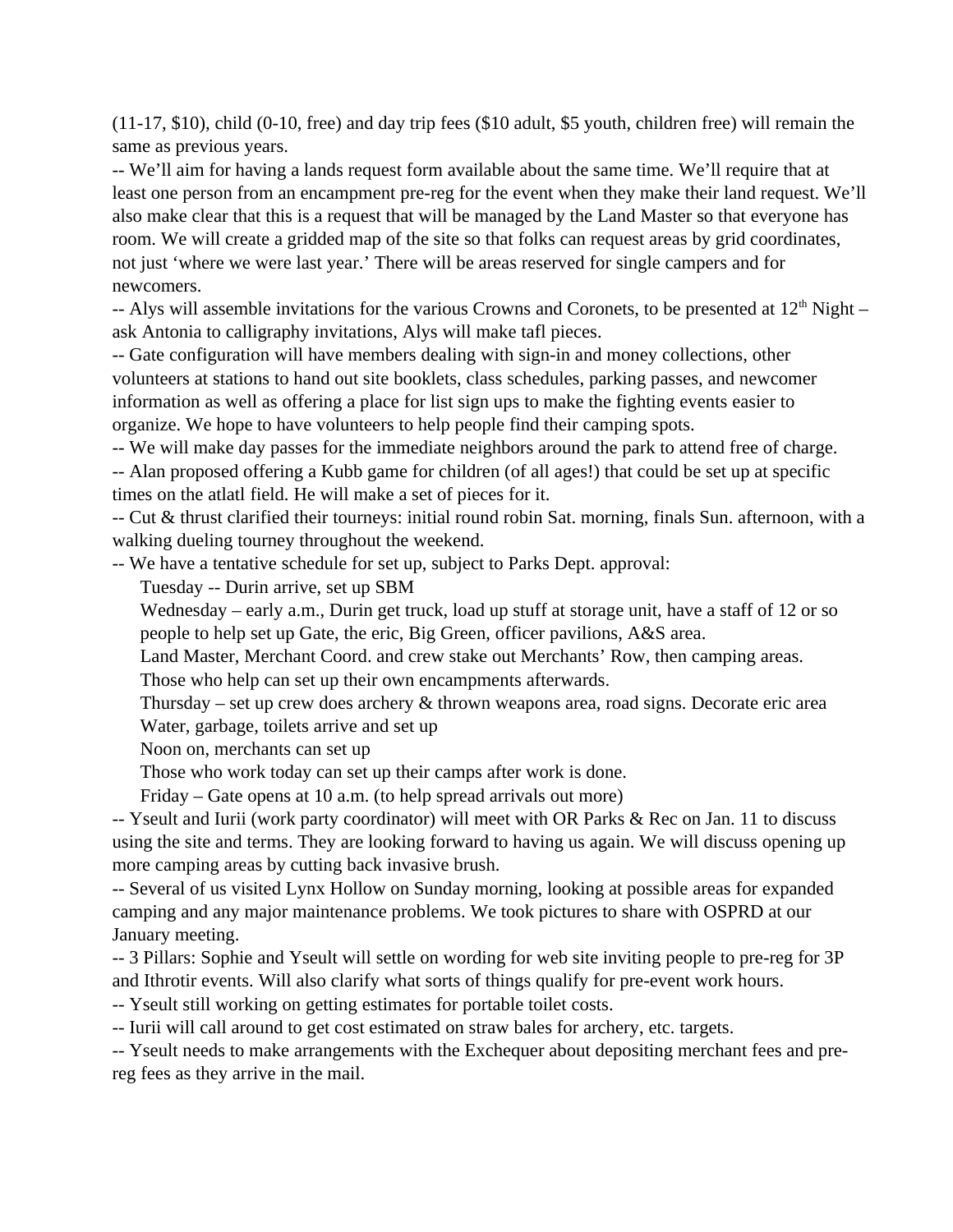(11-17, $10), child (0-10, free) and day trip fees ($10 adult, $5 youth, children free) will remain the same as previous years.

-- We'll aim for having a lands request form available about the same time. We'll require that at least one person from an encampment pre-reg for the event when they make their land request. We'll also make clear that this is a request that will be managed by the Land Master so that everyone has room. We will create a gridded map of the site so that folks can request areas by grid coordinates, not just 'where we were last year.' There will be areas reserved for single campers and for newcomers.

-- Alys will assemble invitations for the various Crowns and Coronets, to be presented at 12th Night – ask Antonia to calligraphy invitations, Alys will make tafl pieces.

-- Gate configuration will have members dealing with sign-in and money collections, other volunteers at stations to hand out site booklets, class schedules, parking passes, and newcomer information as well as offering a place for list sign ups to make the fighting events easier to organize. We hope to have volunteers to help people find their camping spots.

-- We will make day passes for the immediate neighbors around the park to attend free of charge.

-- Alan proposed offering a Kubb game for children (of all ages!) that could be set up at specific times on the atlatl field. He will make a set of pieces for it.

-- Cut & thrust clarified their tourneys: initial round robin Sat. morning, finals Sun. afternoon, with a walking dueling tourney throughout the weekend.

-- We have a tentative schedule for set up, subject to Parks Dept. approval:

Tuesday -- Durin arrive, set up SBM

Wednesday – early a.m., Durin get truck, load up stuff at storage unit, have a staff of 12 or so people to help set up Gate, the eric, Big Green, officer pavilions, A&S area.

Land Master, Merchant Coord. and crew stake out Merchants' Row, then camping areas.

Those who help can set up their own encampments afterwards.

Thursday – set up crew does archery & thrown weapons area, road signs. Decorate eric area

Water, garbage, toilets arrive and set up

Noon on, merchants can set up

Those who work today can set up their camps after work is done.

Friday – Gate opens at 10 a.m. (to help spread arrivals out more)

-- Yseult and Iurii (work party coordinator) will meet with OR Parks & Rec on Jan. 11 to discuss using the site and terms. They are looking forward to having us again. We will discuss opening up more camping areas by cutting back invasive brush.

-- Several of us visited Lynx Hollow on Sunday morning, looking at possible areas for expanded camping and any major maintenance problems. We took pictures to share with OSPRD at our January meeting.

-- 3 Pillars: Sophie and Yseult will settle on wording for web site inviting people to pre-reg for 3P and Ithrotir events. Will also clarify what sorts of things qualify for pre-event work hours.

-- Yseult still working on getting estimates for portable toilet costs.

-- Iurii will call around to get cost estimated on straw bales for archery, etc. targets.

-- Yseult needs to make arrangements with the Exchequer about depositing merchant fees and pre-reg fees as they arrive in the mail.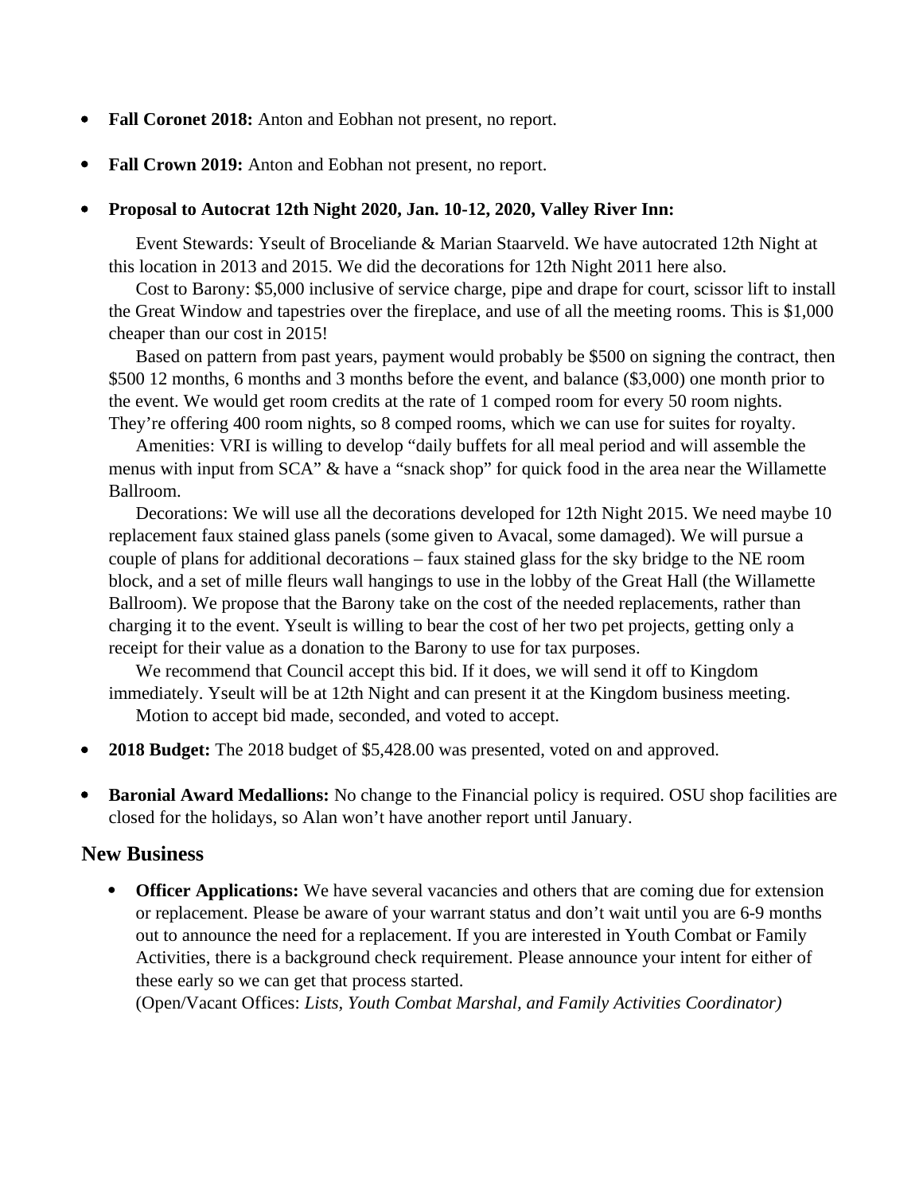- **Fall Coronet 2018:** Anton and Eobhan not present, no report.
- **Fall Crown 2019:** Anton and Eobhan not present, no report.
- **Proposal to Autocrat 12th Night 2020, Jan. 10-12, 2020, Valley River Inn:**

  Event Stewards: Yseult of Broceliande & Marian Staarveld. We have autocrated 12th Night at this location in 2013 and 2015. We did the decorations for 12th Night 2011 here also.

  Cost to Barony: $5,000 inclusive of service charge, pipe and drape for court, scissor lift to install the Great Window and tapestries over the fireplace, and use of all the meeting rooms. This is $1,000 cheaper than our cost in 2015!

  Based on pattern from past years, payment would probably be $500 on signing the contract, then $500 12 months, 6 months and 3 months before the event, and balance ($3,000) one month prior to the event. We would get room credits at the rate of 1 comped room for every 50 room nights. They're offering 400 room nights, so 8 comped rooms, which we can use for suites for royalty.

  Amenities: VRI is willing to develop "daily buffets for all meal period and will assemble the menus with input from SCA" & have a "snack shop" for quick food in the area near the Willamette Ballroom.

  Decorations: We will use all the decorations developed for 12th Night 2015. We need maybe 10 replacement faux stained glass panels (some given to Avacal, some damaged). We will pursue a couple of plans for additional decorations – faux stained glass for the sky bridge to the NE room block, and a set of mille fleurs wall hangings to use in the lobby of the Great Hall (the Willamette Ballroom). We propose that the Barony take on the cost of the needed replacements, rather than charging it to the event. Yseult is willing to bear the cost of her two pet projects, getting only a receipt for their value as a donation to the Barony to use for tax purposes.

  We recommend that Council accept this bid. If it does, we will send it off to Kingdom immediately. Yseult will be at 12th Night and can present it at the Kingdom business meeting.

  Motion to accept bid made, seconded, and voted to accept.

- **2018 Budget:** The 2018 budget of $5,428.00 was presented, voted on and approved.
- **Baronial Award Medallions:** No change to the Financial policy is required. OSU shop facilities are closed for the holidays, so Alan won't have another report until January.

## New Business

- **Officer Applications:** We have several vacancies and others that are coming due for extension or replacement. Please be aware of your warrant status and don't wait until you are 6-9 months out to announce the need for a replacement. If you are interested in Youth Combat or Family Activities, there is a background check requirement. Please announce your intent for either of these early so we can get that process started.
  (Open/Vacant Offices: *Lists, Youth Combat Marshal, and Family Activities Coordinator)*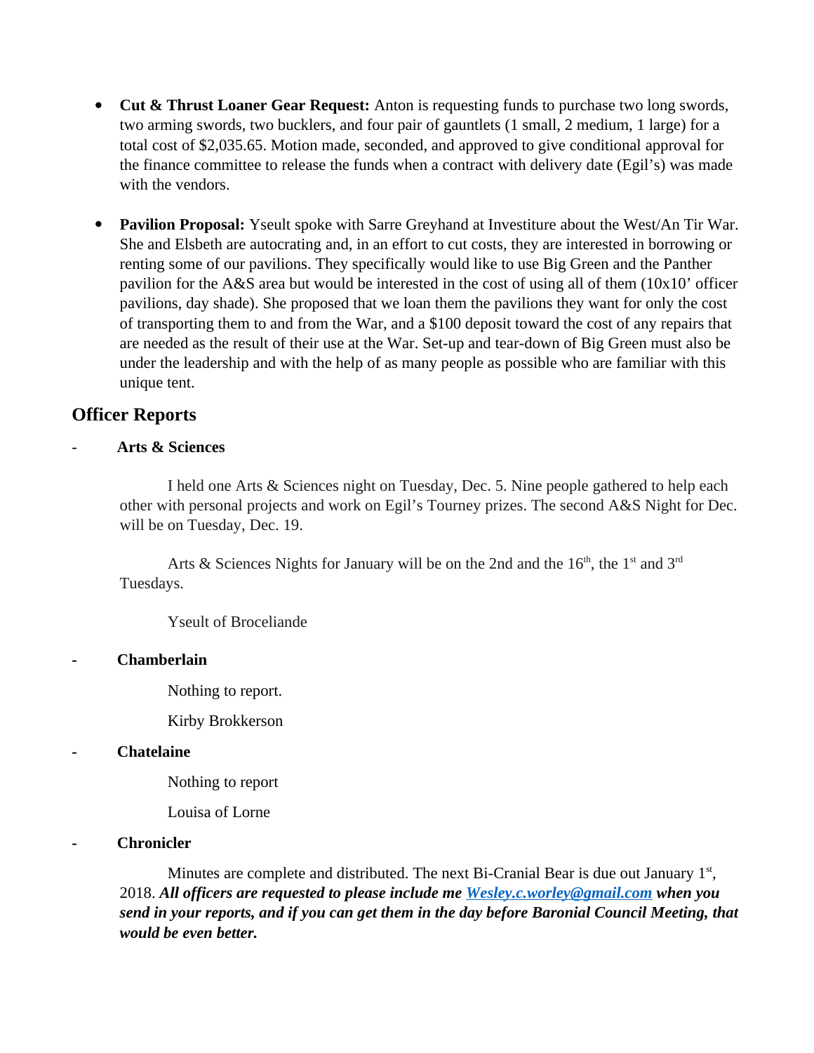- **Cut & Thrust Loaner Gear Request:** Anton is requesting funds to purchase two long swords, two arming swords, two bucklers, and four pair of gauntlets (1 small, 2 medium, 1 large) for a total cost of $2,035.65. Motion made, seconded, and approved to give conditional approval for the finance committee to release the funds when a contract with delivery date (Egil's) was made with the vendors.

- **Pavilion Proposal:** Yseult spoke with Sarre Greyhand at Investiture about the West/An Tir War. She and Elsbeth are autocrating and, in an effort to cut costs, they are interested in borrowing or renting some of our pavilions. They specifically would like to use Big Green and the Panther pavilion for the A&S area but would be interested in the cost of using all of them (10x10' officer pavilions, day shade). She proposed that we loan them the pavilions they want for only the cost of transporting them to and from the War, and a $100 deposit toward the cost of any repairs that are needed as the result of their use at the War. Set-up and tear-down of Big Green must also be under the leadership and with the help of as many people as possible who are familiar with this unique tent.

## Officer Reports

- **Arts & Sciences**

  I held one Arts & Sciences night on Tuesday, Dec. 5. Nine people gathered to help each other with personal projects and work on Egil's Tourney prizes. The second A&S Night for Dec. will be on Tuesday, Dec. 19.

  Arts & Sciences Nights for January will be on the 2nd and the 16th, the 1st and 3rd Tuesdays.

  Yseult of Broceliande

- **Chamberlain**

  Nothing to report.

  Kirby Brokkerson

- **Chatelaine**

  Nothing to report

  Louisa of Lorne

- **Chronicler**

  Minutes are complete and distributed. The next Bi-Cranial Bear is due out January 1st, 2018. ***All officers are requested to please include me [Wesley.c.worley@gmail.com](mailto:Wesley.c.worley@gmail.com) when you send in your reports, and if you can get them in the day before Baronial Council Meeting, that would be even better.***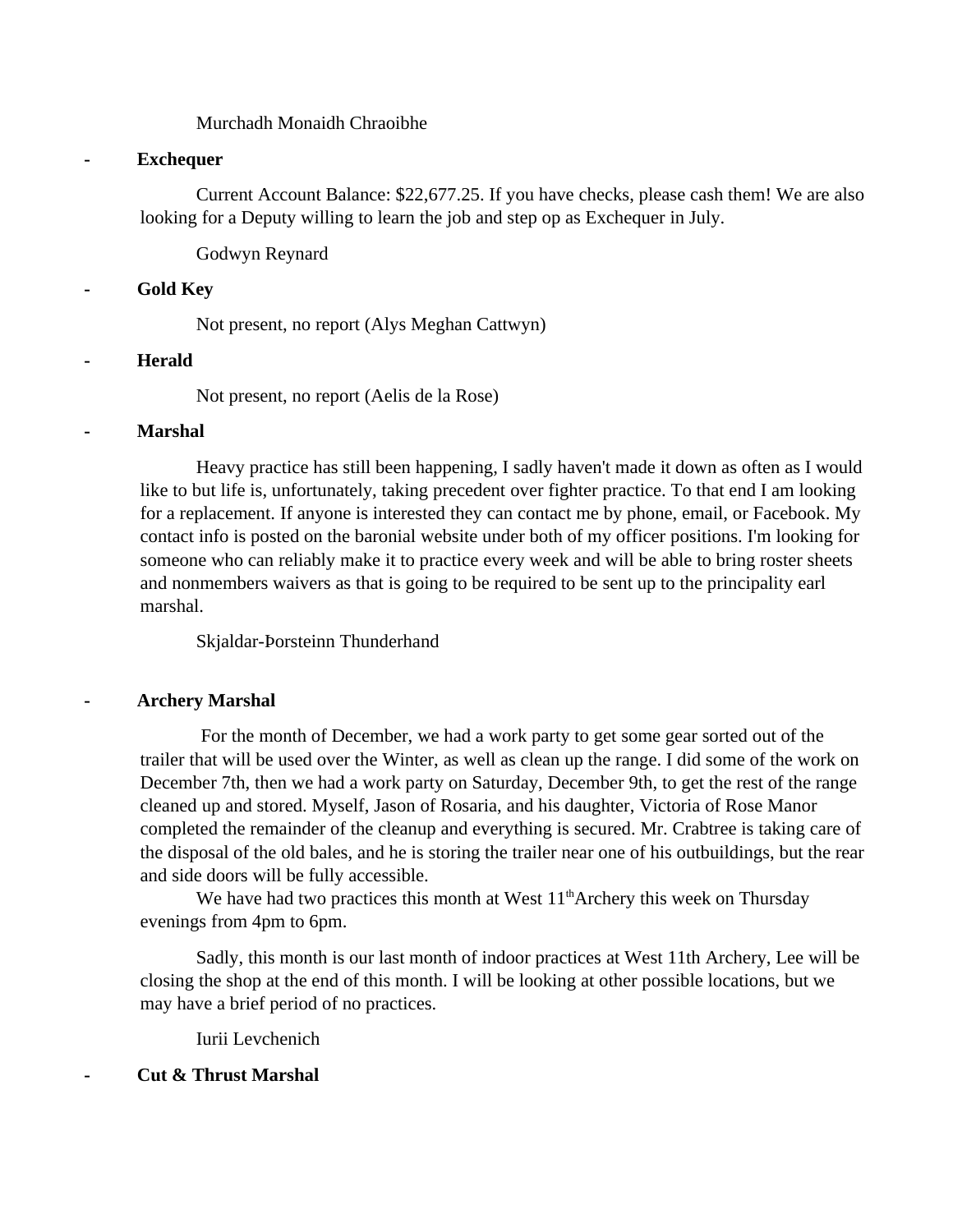Murchadh Monaidh Chraoibhe

- **Exchequer**

Current Account Balance: $22,677.25. If you have checks, please cash them! We are also looking for a Deputy willing to learn the job and step op as Exchequer in July.

Godwyn Reynard

- **Gold Key**

Not present, no report (Alys Meghan Cattwyn)

- **Herald**

Not present, no report (Aelis de la Rose)

- **Marshal**

Heavy practice has still been happening, I sadly haven't made it down as often as I would like to but life is, unfortunately, taking precedent over fighter practice. To that end I am looking for a replacement. If anyone is interested they can contact me by phone, email, or Facebook. My contact info is posted on the baronial website under both of my officer positions. I'm looking for someone who can reliably make it to practice every week and will be able to bring roster sheets and nonmembers waivers as that is going to be required to be sent up to the principality earl marshal.

Skjaldar-Þorsteinn Thunderhand

- **Archery Marshal**

For the month of December, we had a work party to get some gear sorted out of the trailer that will be used over the Winter, as well as clean up the range. I did some of the work on December 7th, then we had a work party on Saturday, December 9th, to get the rest of the range cleaned up and stored. Myself, Jason of Rosaria, and his daughter, Victoria of Rose Manor completed the remainder of the cleanup and everything is secured. Mr. Crabtree is taking care of the disposal of the old bales, and he is storing the trailer near one of his outbuildings, but the rear and side doors will be fully accessible.

We have had two practices this month at West 11th Archery this week on Thursday evenings from 4pm to 6pm.

Sadly, this month is our last month of indoor practices at West 11th Archery, Lee will be closing the shop at the end of this month. I will be looking at other possible locations, but we may have a brief period of no practices.

Iurii Levchenich

- **Cut & Thrust Marshal**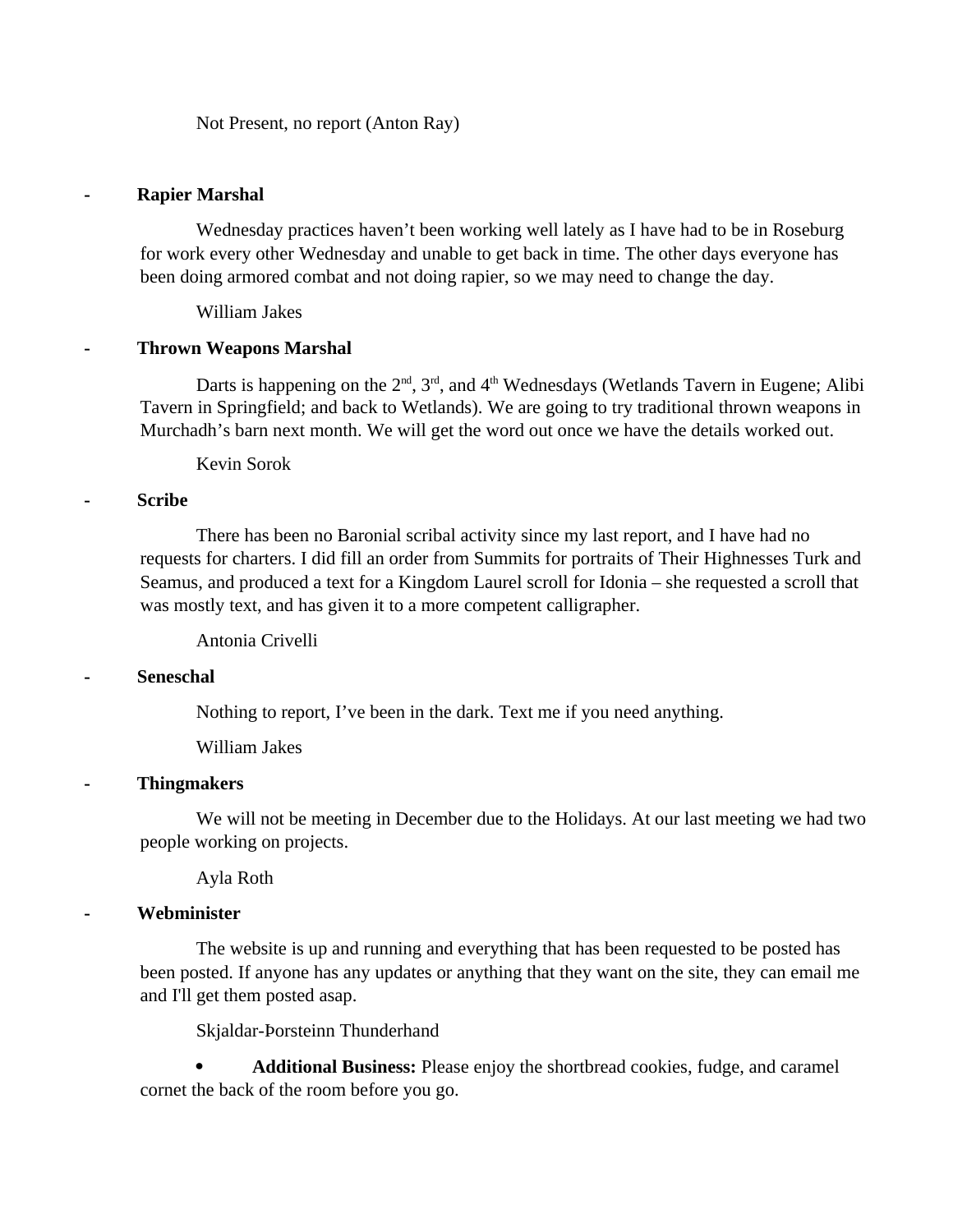Not Present, no report (Anton Ray)

- **Rapier Marshal**

Wednesday practices haven't been working well lately as I have had to be in Roseburg for work every other Wednesday and unable to get back in time. The other days everyone has been doing armored combat and not doing rapier, so we may need to change the day.

William Jakes

- **Thrown Weapons Marshal**

Darts is happening on the 2nd, 3rd, and 4th Wednesdays (Wetlands Tavern in Eugene; Alibi Tavern in Springfield; and back to Wetlands). We are going to try traditional thrown weapons in Murchadh's barn next month. We will get the word out once we have the details worked out.

Kevin Sorok

- **Scribe**

There has been no Baronial scribal activity since my last report, and I have had no requests for charters. I did fill an order from Summits for portraits of Their Highnesses Turk and Seamus, and produced a text for a Kingdom Laurel scroll for Idonia – she requested a scroll that was mostly text, and has given it to a more competent calligrapher.

Antonia Crivelli

- **Seneschal**

Nothing to report, I've been in the dark. Text me if you need anything.

William Jakes

- **Thingmakers**

We will not be meeting in December due to the Holidays. At our last meeting we had two people working on projects.

Ayla Roth

- **Webminister**

The website is up and running and everything that has been requested to be posted has been posted. If anyone has any updates or anything that they want on the site, they can email me and I'll get them posted asap.

Skjaldar-Þorsteinn Thunderhand

- **Additional Business:** Please enjoy the shortbread cookies, fudge, and caramel cornet the back of the room before you go.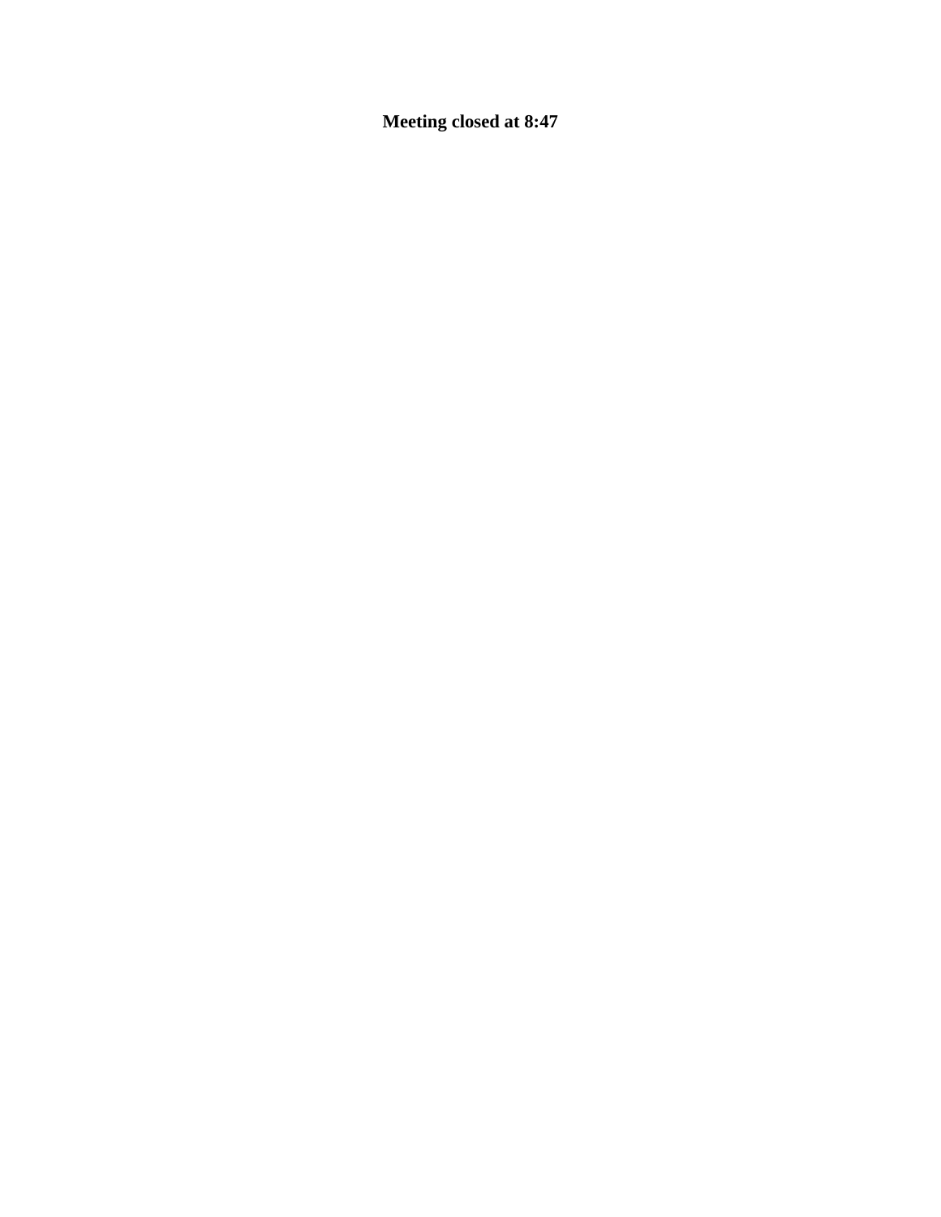**Meeting closed at 8:47**